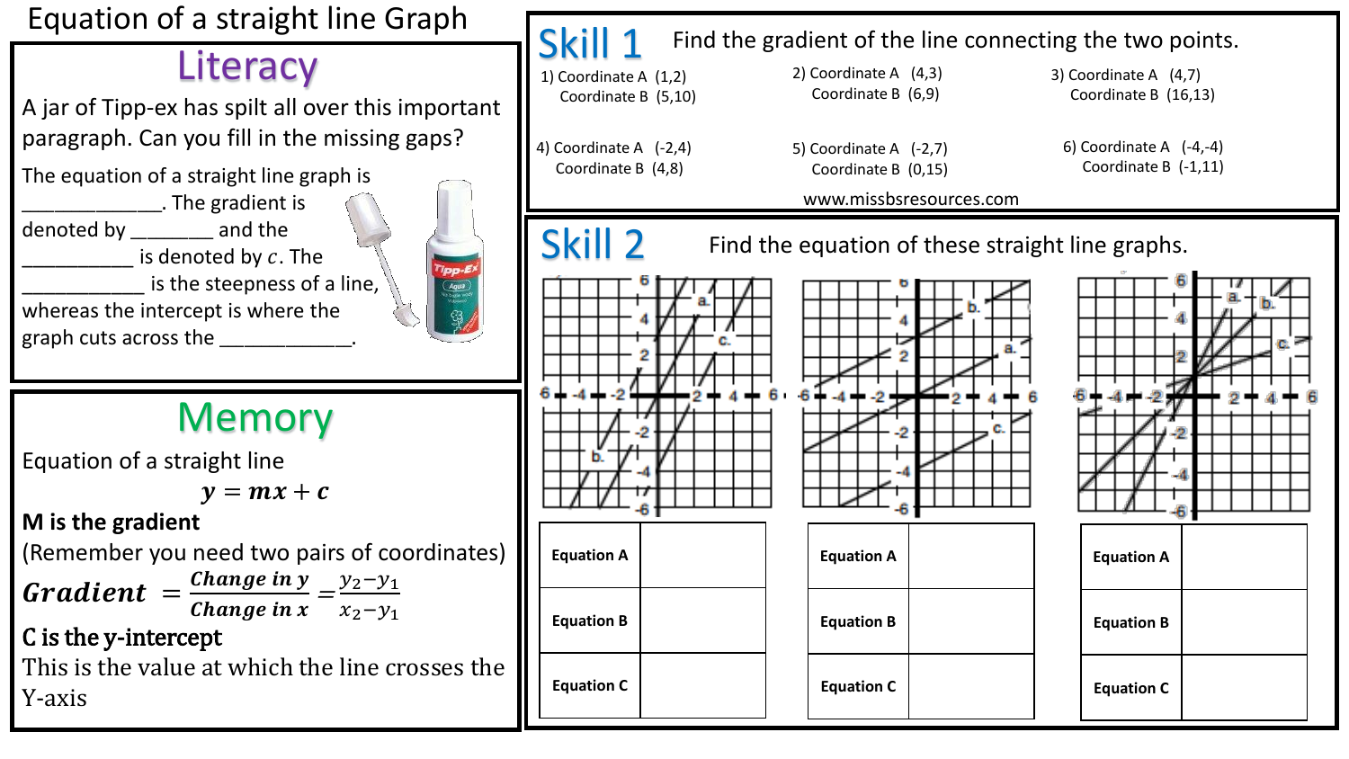# Equation of a straight line Graph

## Literacy

A jar of Tipp-ex has spilt all over this important paragraph. Can you fill in the missing gaps?

The equation of a straight line graph is ____________. The gradient is denoted by _______ and the __________ is denoted by $c$. The ___________ is the steepness of a line, whereas the intercept is where the graph cuts across the ___________.

## Memory

Equation of a straight line

$$y = mx + c$$

**M is the gradient**

(Remember you need two pairs of coordinates)

$$Gradient = \frac{Change\ in\ y}{Change\ in\ x} = \frac{y_2 - y_1}{x_2 - y_1}$$

**C is the y-intercept**

This is the value at which the line crosses the Y-axis

## Skill 1

Find the gradient of the line connecting the two points.

1) Coordinate A (1,2)
   Coordinate B (5,10)

2) Coordinate A (4,3)
   Coordinate B (6,9)

3) Coordinate A (4,7)
   Coordinate B (16,13)

4) Coordinate A (-2,4)
   Coordinate B (4,8)

5) Coordinate A (-2,7)
   Coordinate B (0,15)

6) Coordinate A (-4,-4)
   Coordinate B (-1,11)

www.missbsresources.com

## Skill 2

Find the equation of these straight line graphs.

| Equation A | |
|---|---|
| Equation B | |
| Equation C | |

| Equation A | |
|---|---|
| Equation B | |
| Equation C | |

| Equation A | |
|---|---|
| Equation B | |
| Equation C | |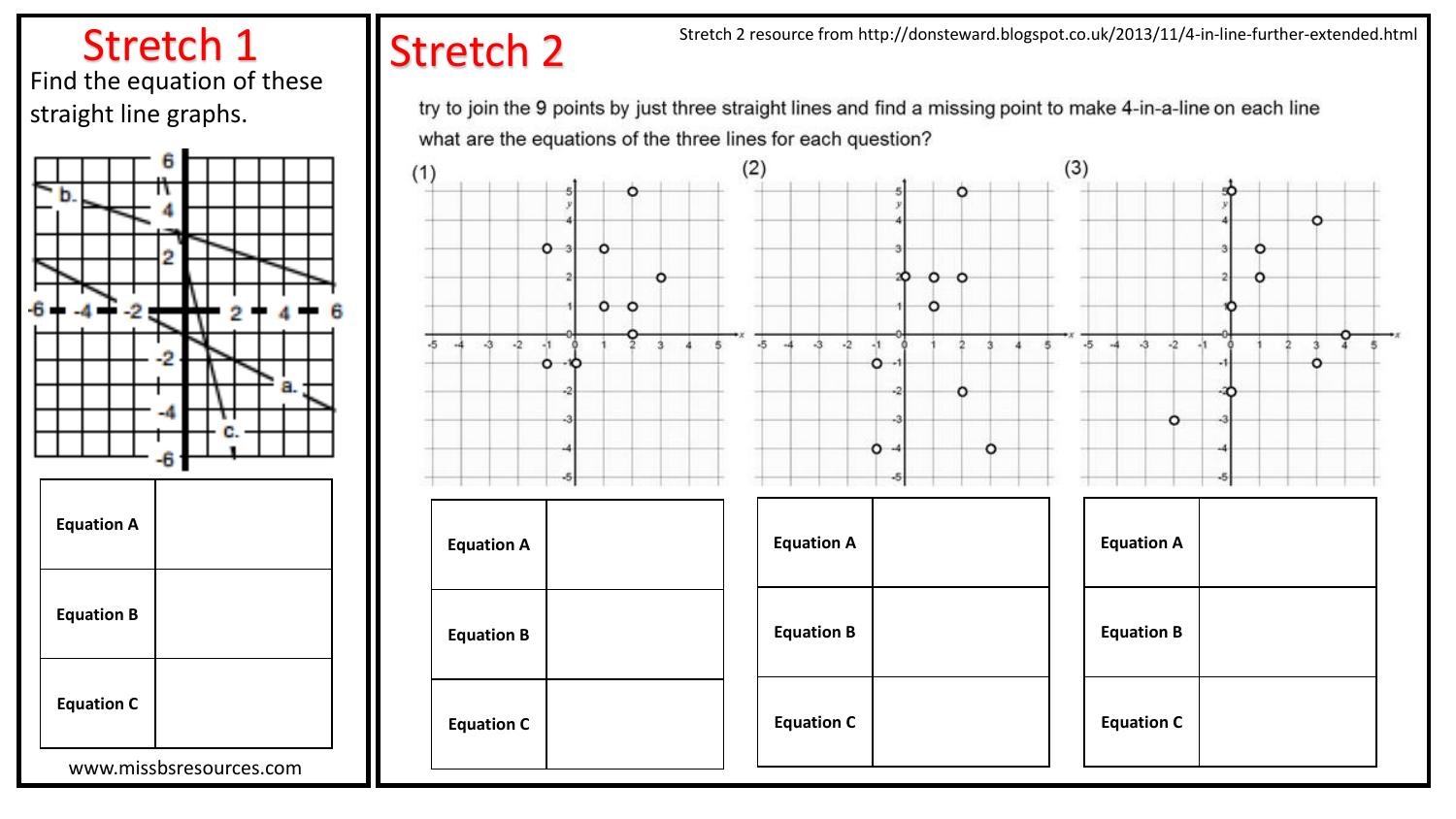# Stretch 1

Find the equation of these straight line graphs.

| Equation A | |
|---|---|
| Equation B | |
| Equation C | |

www.missbsresources.com

# Stretch 2

Stretch 2 resource from http://donsteward.blogspot.co.uk/2013/11/4-in-line-further-extended.html

try to join the 9 points by just three straight lines and find a missing point to make 4-in-a-line on each line

what are the equations of the three lines for each question?

(1)

| Equation A | |
|---|---|
| Equation B | |
| Equation C | |

(2)

| Equation A | |
|---|---|
| Equation B | |
| Equation C | |

(3)

| Equation A | |
|---|---|
| Equation B | |
| Equation C | |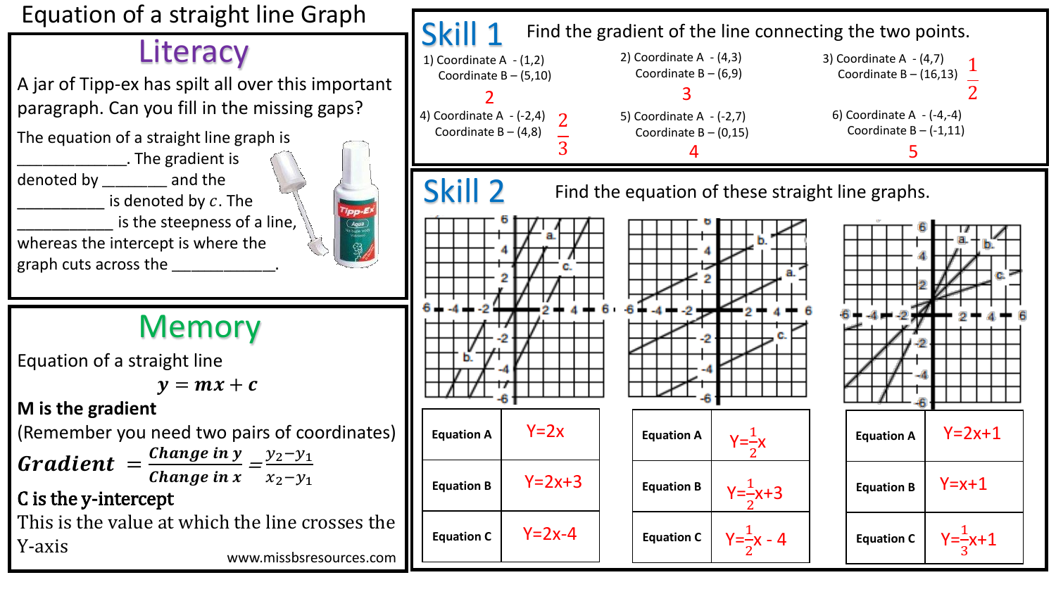# Equation of a straight line Graph

## Literacy

A jar of Tipp-ex has spilt all over this important paragraph. Can you fill in the missing gaps?

The equation of a straight line graph is ____________. The gradient is denoted by _______ and the __________ is denoted by $c$. The ___________ is the steepness of a line, whereas the intercept is where the graph cuts across the ___________.

## Memory

Equation of a straight line

$$y = mx + c$$

**M is the gradient**

(Remember you need two pairs of coordinates)

$$Gradient = \frac{Change\ in\ y}{Change\ in\ x} = \frac{y_2 - y_1}{x_2 - y_1}$$

**C is the y-intercept**

This is the value at which the line crosses the Y-axis

www.missbsresources.com

## Skill 1

Find the gradient of the line connecting the two points.

1) Coordinate A - (1,2)
   Coordinate B – (5,10)
   2

2) Coordinate A - (4,3)
   Coordinate B – (6,9)
   3

3) Coordinate A - (4,7)
   Coordinate B – (16,13)
   $\frac{1}{2}$

4) Coordinate A - (-2,4)
   Coordinate B – (4,8)
   $\frac{2}{3}$

5) Coordinate A - (-2,7)
   Coordinate B – (0,15)
   4

6) Coordinate A - (-4,-4)
   Coordinate B – (-1,11)
   5

## Skill 2

Find the equation of these straight line graphs.

| Equation A | Y=2x |
|---|---|
| Equation B | Y=2x+3 |
| Equation C | Y=2x-4 |

| Equation A | $Y=\frac{1}{2}x$ |
|---|---|
| Equation B | $Y=\frac{1}{2}x+3$ |
| Equation C | $Y=\frac{1}{2}x - 4$ |

| Equation A | Y=2x+1 |
|---|---|
| Equation B | Y=x+1 |
| Equation C | $Y=\frac{1}{3}x+1$ |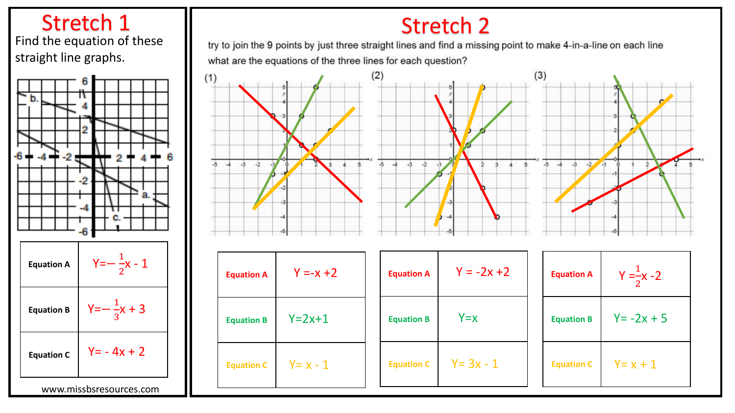# Stretch 1

Find the equation of these straight line graphs.

b.
a.
c.
6
4
2
-6 -4 -2 2 4 6
-2
-4
-6

| | |
|---|---|
| Equation A | $Y=-\frac{1}{2}x - 1$ |
| Equation B | $Y=-\frac{1}{3}x + 3$ |
| Equation C | $Y= - 4x + 2$ |

www.missbsresources.com

# Stretch 2

try to join the 9 points by just three straight lines and find a missing point to make 4-in-a-line on each line

what are the equations of the three lines for each question?

(1)

| | |
|---|---|
| Equation A | $Y =-x +2$ |
| Equation B | $Y=2x+1$ |
| Equation C | $Y= x - 1$ |

(2)

| | |
|---|---|
| Equation A | $Y = -2x +2$ |
| Equation B | $Y=x$ |
| Equation C | $Y= 3x - 1$ |

(3)

| | |
|---|---|
| Equation A | $Y =\frac{1}{2}x -2$ |
| Equation B | $Y= -2x + 5$ |
| Equation C | $Y= x + 1$ |